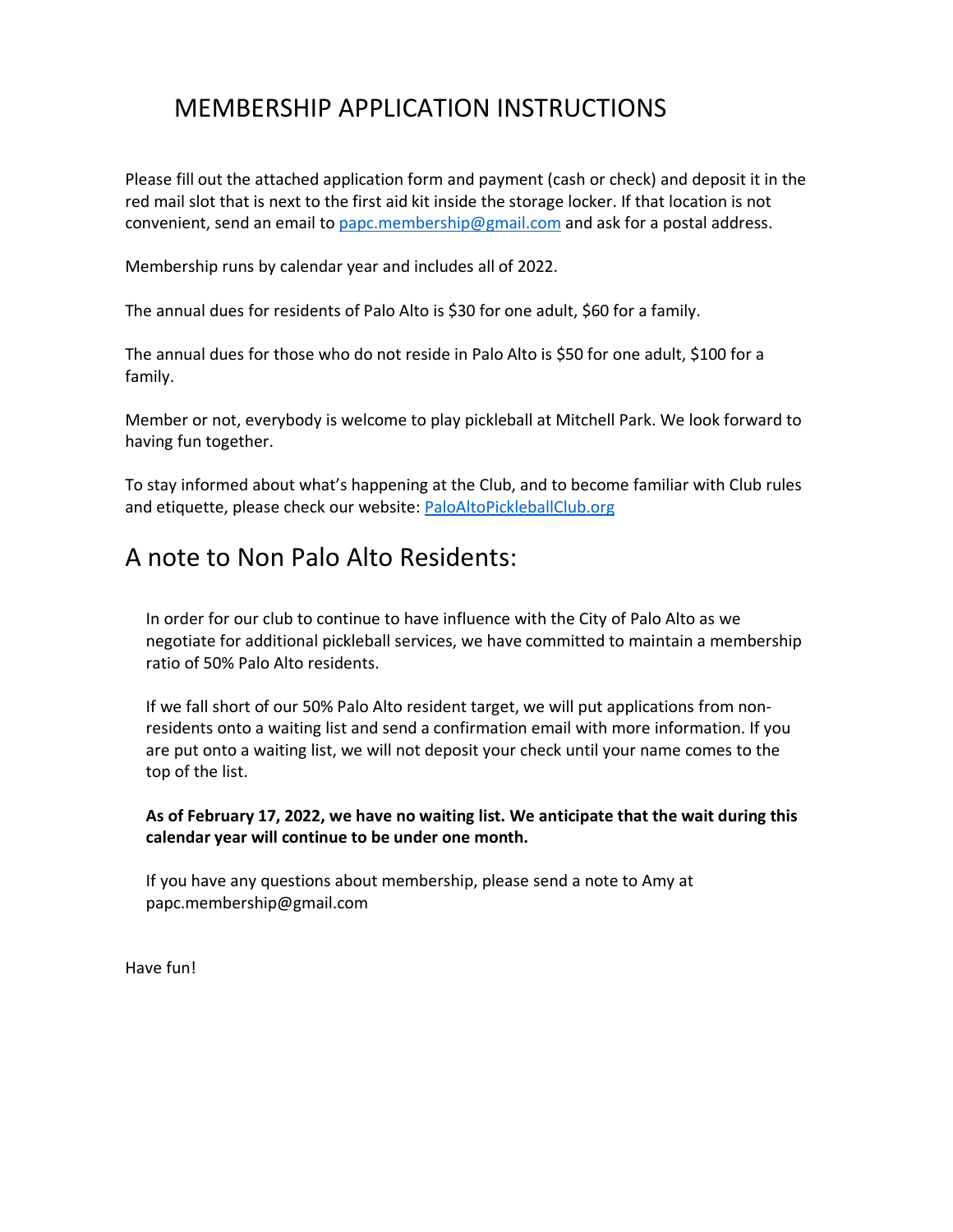# MEMBERSHIP APPLICATION INSTRUCTIONS

Please fill out the attached application form and payment (cash or check) and deposit it in the red mail slot that is next to the first aid kit inside the storage locker. If that location is not convenient, send an email to [papc.membership@gmail.com](mailto:papc.membership@gmail.com) and ask for a postal address.

Membership runs by calendar year and includes all of 2022.

The annual dues for residents of Palo Alto is $30 for one adult, $60 for a family.

The annual dues for those who do not reside in Palo Alto is $50 for one adult, $100 for a family.

Member or not, everybody is welcome to play pickleball at Mitchell Park. We look forward to having fun together.

To stay informed about what's happening at the Club, and to become familiar with Club rules and etiquette, please check our website: [PaloAltoPickleballClub.org](http://PaloAltoPickleballClub.org)

## A note to Non Palo Alto Residents:

In order for our club to continue to have influence with the City of Palo Alto as we negotiate for additional pickleball services, we have committed to maintain a membership ratio of 50% Palo Alto residents.

If we fall short of our 50% Palo Alto resident target, we will put applications from non-residents onto a waiting list and send a confirmation email with more information. If you are put onto a waiting list, we will not deposit your check until your name comes to the top of the list.

**As of February 17, 2022, we have no waiting list. We anticipate that the wait during this calendar year will continue to be under one month.**

If you have any questions about membership, please send a note to Amy at papc.membership@gmail.com

Have fun!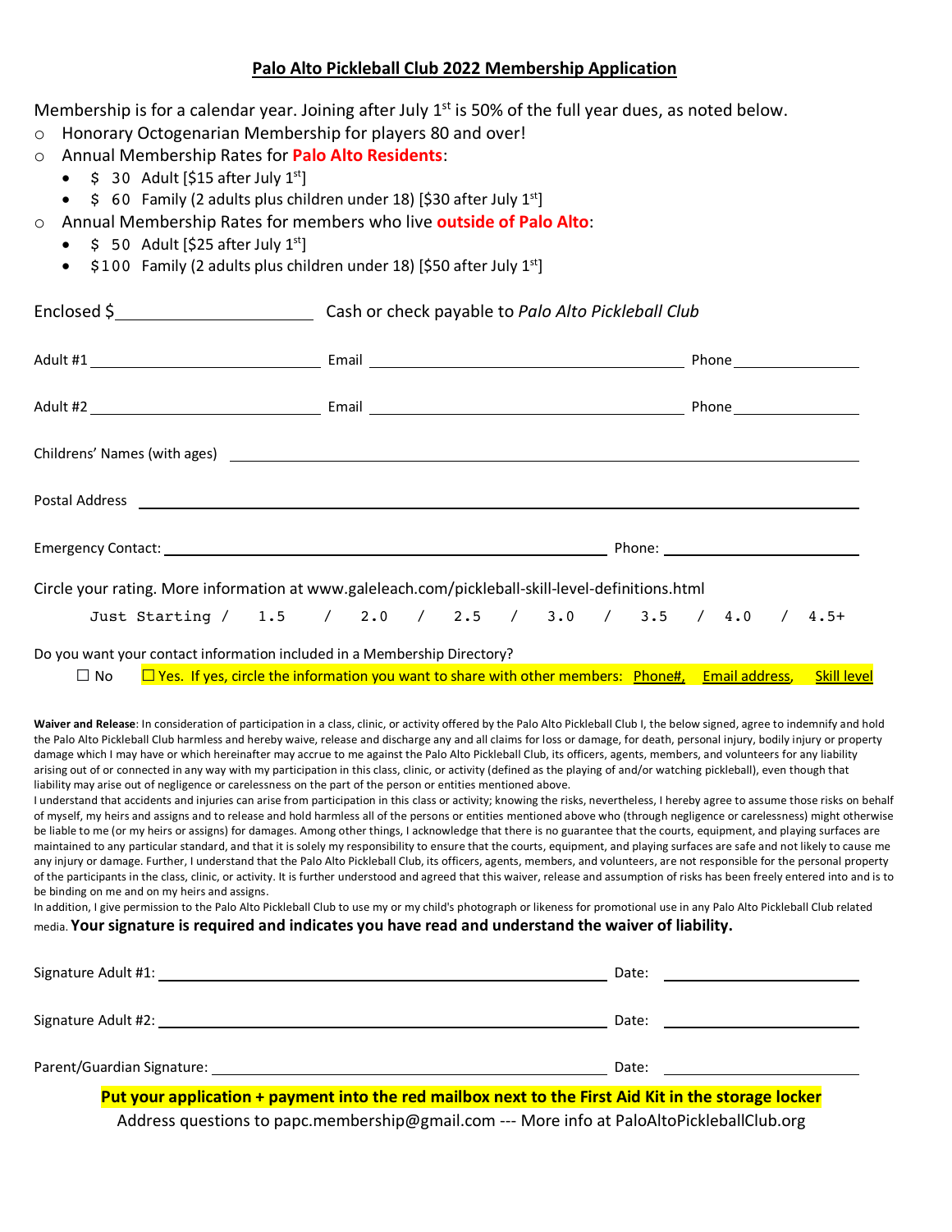# Palo Alto Pickleball Club 2022 Membership Application

Membership is for a calendar year. Joining after July 1st is 50% of the full year dues, as noted below.

- Honorary Octogenarian Membership for players 80 and over!
- Annual Membership Rates for **Palo Alto Residents**:
  - $ 30 Adult [$15 after July 1st]
  - $ 60 Family (2 adults plus children under 18) [$30 after July 1st]
- Annual Membership Rates for members who live **outside of Palo Alto**:
  - $ 50 Adult [$25 after July 1st]
  - $100 Family (2 adults plus children under 18) [$50 after July 1st]

Enclosed $______________________ Cash or check payable to *Palo Alto Pickleball Club*

Adult #1 ___________________________ Email ___________________________________ Phone ______________

Adult #2 ___________________________ Email ___________________________________ Phone ______________

Childrens' Names (with ages) ______________________________________________________________

Postal Address ____________________________________________________________________________

Emergency Contact: _______________________________________________ Phone: ______________________

Circle your rating. More information at www.galeleach.com/pickleball-skill-level-definitions.html

Just Starting / 1.5 / 2.0 / 2.5 / 3.0 / 3.5 / 4.0 / 4.5+

Do you want your contact information included in a Membership Directory?

☐ No ☐ Yes. If yes, circle the information you want to share with other members: Phone#, Email address, Skill level

**Waiver and Release**: In consideration of participation in a class, clinic, or activity offered by the Palo Alto Pickleball Club I, the below signed, agree to indemnify and hold the Palo Alto Pickleball Club harmless and hereby waive, release and discharge any and all claims for loss or damage, for death, personal injury, bodily injury or property damage which I may have or which hereinafter may accrue to me against the Palo Alto Pickleball Club, its officers, agents, members, and volunteers for any liability arising out of or connected in any way with my participation in this class, clinic, or activity (defined as the playing of and/or watching pickleball), even though that liability may arise out of negligence or carelessness on the part of the person or entities mentioned above.

I understand that accidents and injuries can arise from participation in this class or activity; knowing the risks, nevertheless, I hereby agree to assume those risks on behalf of myself, my heirs and assigns and to release and hold harmless all of the persons or entities mentioned above who (through negligence or carelessness) might otherwise be liable to me (or my heirs or assigns) for damages. Among other things, I acknowledge that there is no guarantee that the courts, equipment, and playing surfaces are maintained to any particular standard, and that it is solely my responsibility to ensure that the courts, equipment, and playing surfaces are safe and not likely to cause me any injury or damage. Further, I understand that the Palo Alto Pickleball Club, its officers, agents, members, and volunteers, are not responsible for the personal property of the participants in the class, clinic, or activity. It is further understood and agreed that this waiver, release and assumption of risks has been freely entered into and is to be binding on me and on my heirs and assigns.

In addition, I give permission to the Palo Alto Pickleball Club to use my or my child's photograph or likeness for promotional use in any Palo Alto Pickleball Club related media. **Your signature is required and indicates you have read and understand the waiver of liability.**

Signature Adult #1: _______________________________________________ Date: ____________________

Signature Adult #2: _______________________________________________ Date: ____________________

Parent/Guardian Signature: _________________________________________ Date: ____________________

**Put your application + payment into the red mailbox next to the First Aid Kit in the storage locker**

Address questions to papc.membership@gmail.com --- More info at PaloAltoPickleballClub.org